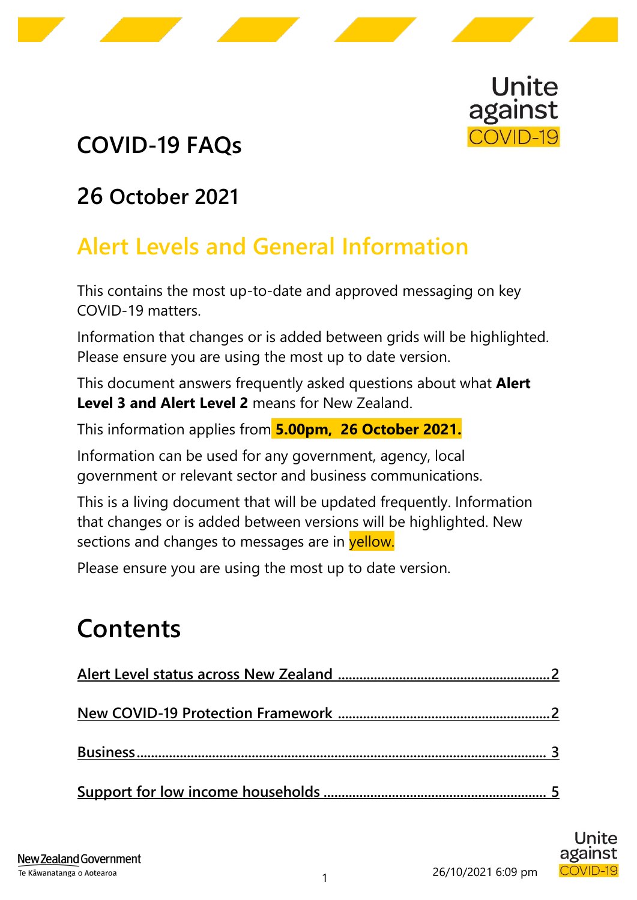# COVID-19 FAQs

## 26 October 2021

## Alert Levels and General Information

This contains the most up-to-date and approved messaging on key COVID-19 matters.

Information that changes or is added between grids will be highlighted. Please ensure you are using the most up to date version.

This document answers frequently asked questions about what **Alert Level 3 and Alert Level 2** means for New Zealand.

This information applies from **5.00pm, 26 October 2021.**

Information can be used for any government, agency, local government or relevant sector and business communications.

This is a living document that will be updated frequently. Information that changes or is added between versions will be highlighted. New sections and changes to messages are in yellow.

Please ensure you are using the most up to date version.

## Contents

- Alert Level status across New Zealand ........ 2
- New COVID-19 Protection Framework ........ 2
- Business ........ 3
- Support for low income households ........ 5

26/10/2021 6:09 pm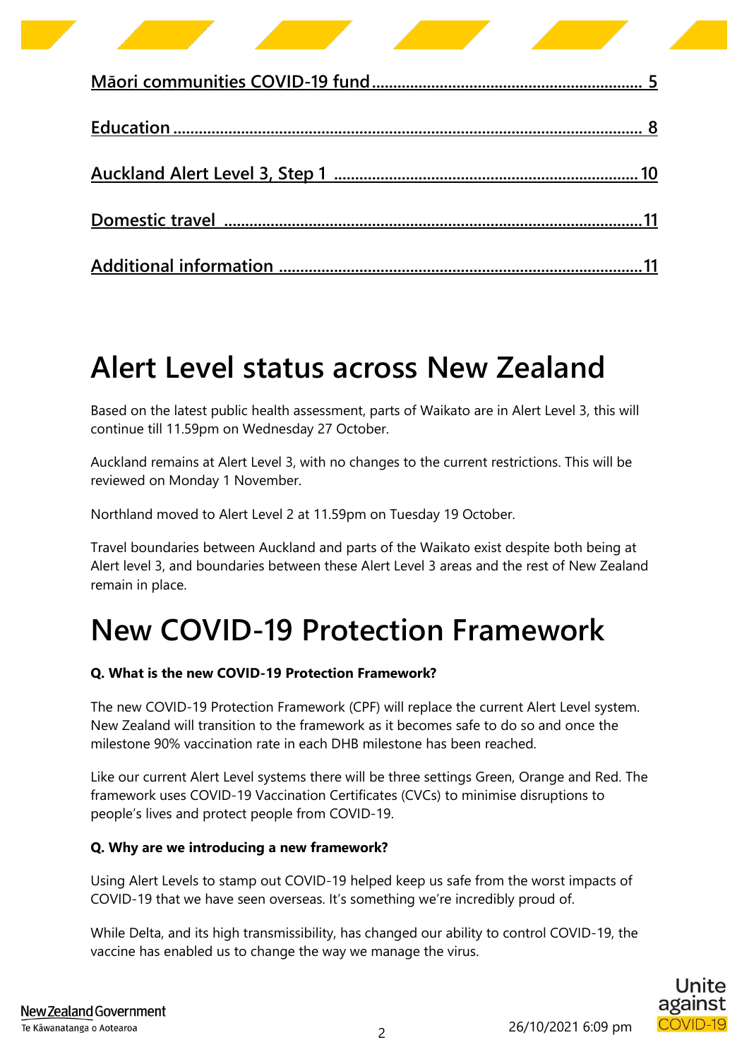[Māori communities COVID-19 fund ........................................................ 5](#)

[Education ........................................................................................................ 8](#)

[Auckland Alert Level 3, Step 1 ........................................................................ 10](#)

[Domestic travel ................................................................................................ 11](#)

[Additional information ................................................................................... 11](#)

# Alert Level status across New Zealand

Based on the latest public health assessment, parts of Waikato are in Alert Level 3, this will continue till 11.59pm on Wednesday 27 October.

Auckland remains at Alert Level 3, with no changes to the current restrictions. This will be reviewed on Monday 1 November.

Northland moved to Alert Level 2 at 11.59pm on Tuesday 19 October.

Travel boundaries between Auckland and parts of the Waikato exist despite both being at Alert level 3, and boundaries between these Alert Level 3 areas and the rest of New Zealand remain in place.

# New COVID-19 Protection Framework

**Q. What is the new COVID-19 Protection Framework?**

The new COVID-19 Protection Framework (CPF) will replace the current Alert Level system. New Zealand will transition to the framework as it becomes safe to do so and once the milestone 90% vaccination rate in each DHB milestone has been reached.

Like our current Alert Level systems there will be three settings Green, Orange and Red. The framework uses COVID-19 Vaccination Certificates (CVCs) to minimise disruptions to people's lives and protect people from COVID-19.

**Q. Why are we introducing a new framework?**

Using Alert Levels to stamp out COVID-19 helped keep us safe from the worst impacts of COVID-19 that we have seen overseas. It's something we're incredibly proud of.

While Delta, and its high transmissibility, has changed our ability to control COVID-19, the vaccine has enabled us to change the way we manage the virus.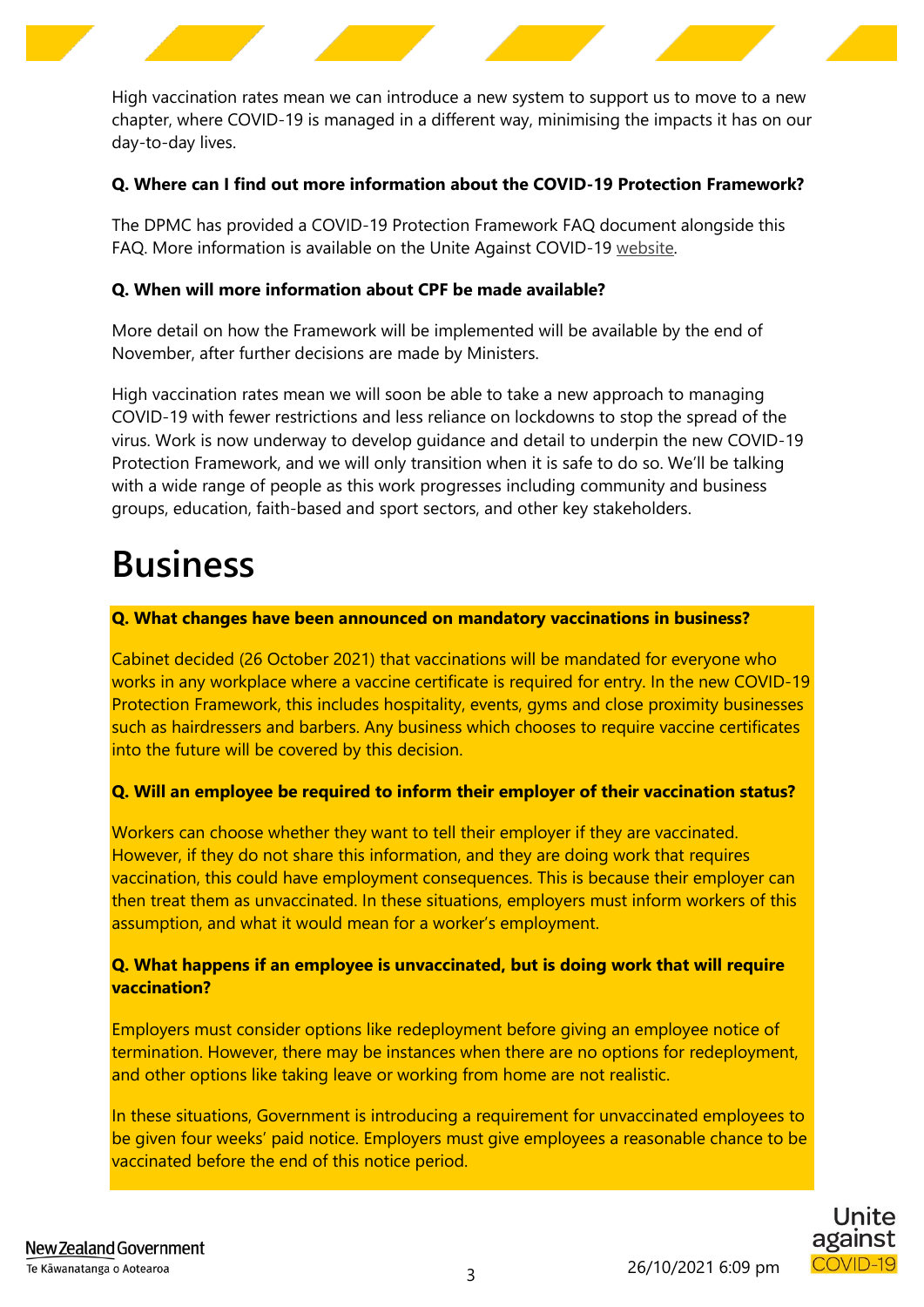High vaccination rates mean we can introduce a new system to support us to move to a new chapter, where COVID-19 is managed in a different way, minimising the impacts it has on our day-to-day lives.

**Q. Where can I find out more information about the COVID-19 Protection Framework?**

The DPMC has provided a COVID-19 Protection Framework FAQ document alongside this FAQ. More information is available on the Unite Against COVID-19 website.

**Q. When will more information about CPF be made available?**

More detail on how the Framework will be implemented will be available by the end of November, after further decisions are made by Ministers.

High vaccination rates mean we will soon be able to take a new approach to managing COVID-19 with fewer restrictions and less reliance on lockdowns to stop the spread of the virus. Work is now underway to develop guidance and detail to underpin the new COVID-19 Protection Framework, and we will only transition when it is safe to do so. We'll be talking with a wide range of people as this work progresses including community and business groups, education, faith-based and sport sectors, and other key stakeholders.

# Business

**Q. What changes have been announced on mandatory vaccinations in business?**

Cabinet decided (26 October 2021) that vaccinations will be mandated for everyone who works in any workplace where a vaccine certificate is required for entry. In the new COVID-19 Protection Framework, this includes hospitality, events, gyms and close proximity businesses such as hairdressers and barbers. Any business which chooses to require vaccine certificates into the future will be covered by this decision.

**Q. Will an employee be required to inform their employer of their vaccination status?**

Workers can choose whether they want to tell their employer if they are vaccinated. However, if they do not share this information, and they are doing work that requires vaccination, this could have employment consequences. This is because their employer can then treat them as unvaccinated. In these situations, employers must inform workers of this assumption, and what it would mean for a worker's employment.

**Q. What happens if an employee is unvaccinated, but is doing work that will require vaccination?**

Employers must consider options like redeployment before giving an employee notice of termination. However, there may be instances when there are no options for redeployment, and other options like taking leave or working from home are not realistic.

In these situations, Government is introducing a requirement for unvaccinated employees to be given four weeks' paid notice. Employers must give employees a reasonable chance to be vaccinated before the end of this notice period.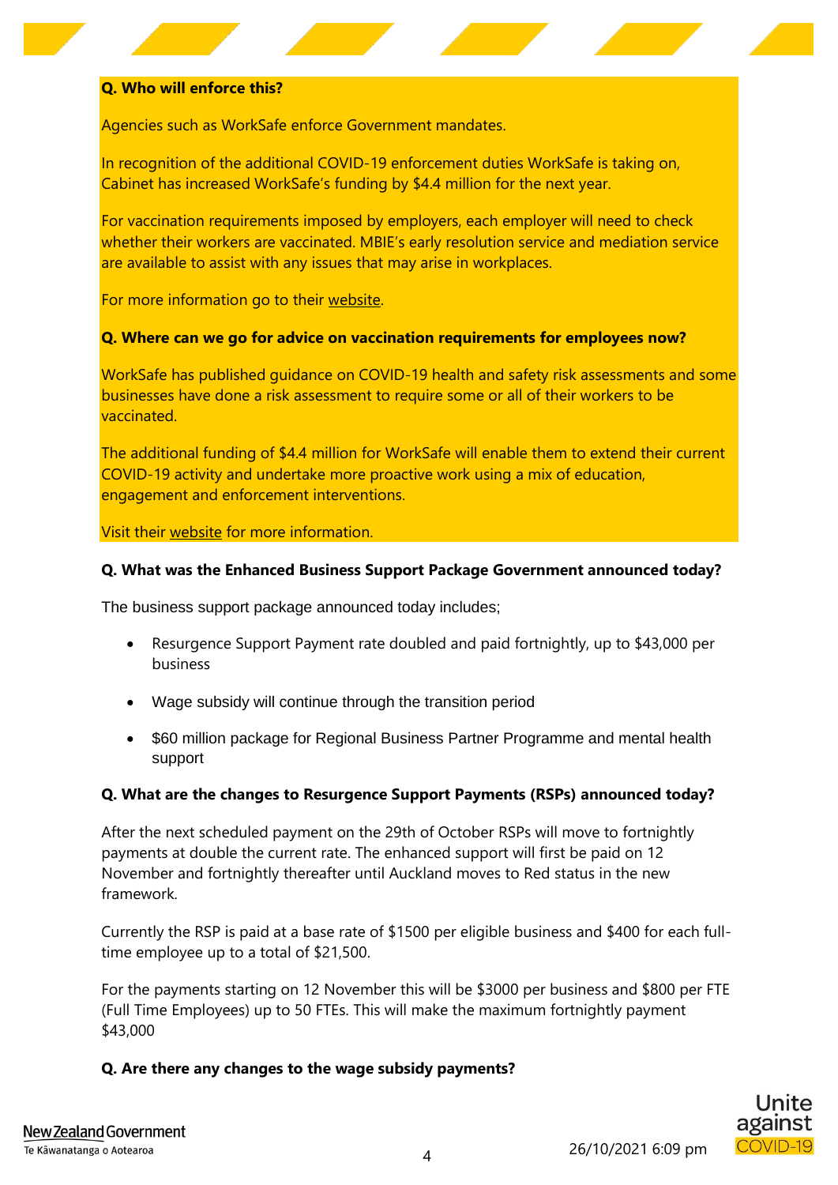**Q. Who will enforce this?**

Agencies such as WorkSafe enforce Government mandates.

In recognition of the additional COVID-19 enforcement duties WorkSafe is taking on, Cabinet has increased WorkSafe's funding by $4.4 million for the next year.

For vaccination requirements imposed by employers, each employer will need to check whether their workers are vaccinated. MBIE's early resolution service and mediation service are available to assist with any issues that may arise in workplaces.

For more information go to their website.

**Q. Where can we go for advice on vaccination requirements for employees now?**

WorkSafe has published guidance on COVID-19 health and safety risk assessments and some businesses have done a risk assessment to require some or all of their workers to be vaccinated.

The additional funding of $4.4 million for WorkSafe will enable them to extend their current COVID-19 activity and undertake more proactive work using a mix of education, engagement and enforcement interventions.

Visit their website for more information.

**Q. What was the Enhanced Business Support Package Government announced today?**

The business support package announced today includes;

- Resurgence Support Payment rate doubled and paid fortnightly, up to $43,000 per business
- Wage subsidy will continue through the transition period
- $60 million package for Regional Business Partner Programme and mental health support

**Q. What are the changes to Resurgence Support Payments (RSPs) announced today?**

After the next scheduled payment on the 29th of October RSPs will move to fortnightly payments at double the current rate. The enhanced support will first be paid on 12 November and fortnightly thereafter until Auckland moves to Red status in the new framework.

Currently the RSP is paid at a base rate of $1500 per eligible business and $400 for each full-time employee up to a total of $21,500.

For the payments starting on 12 November this will be $3000 per business and $800 per FTE (Full Time Employees) up to 50 FTEs. This will make the maximum fortnightly payment $43,000

**Q. Are there any changes to the wage subsidy payments?**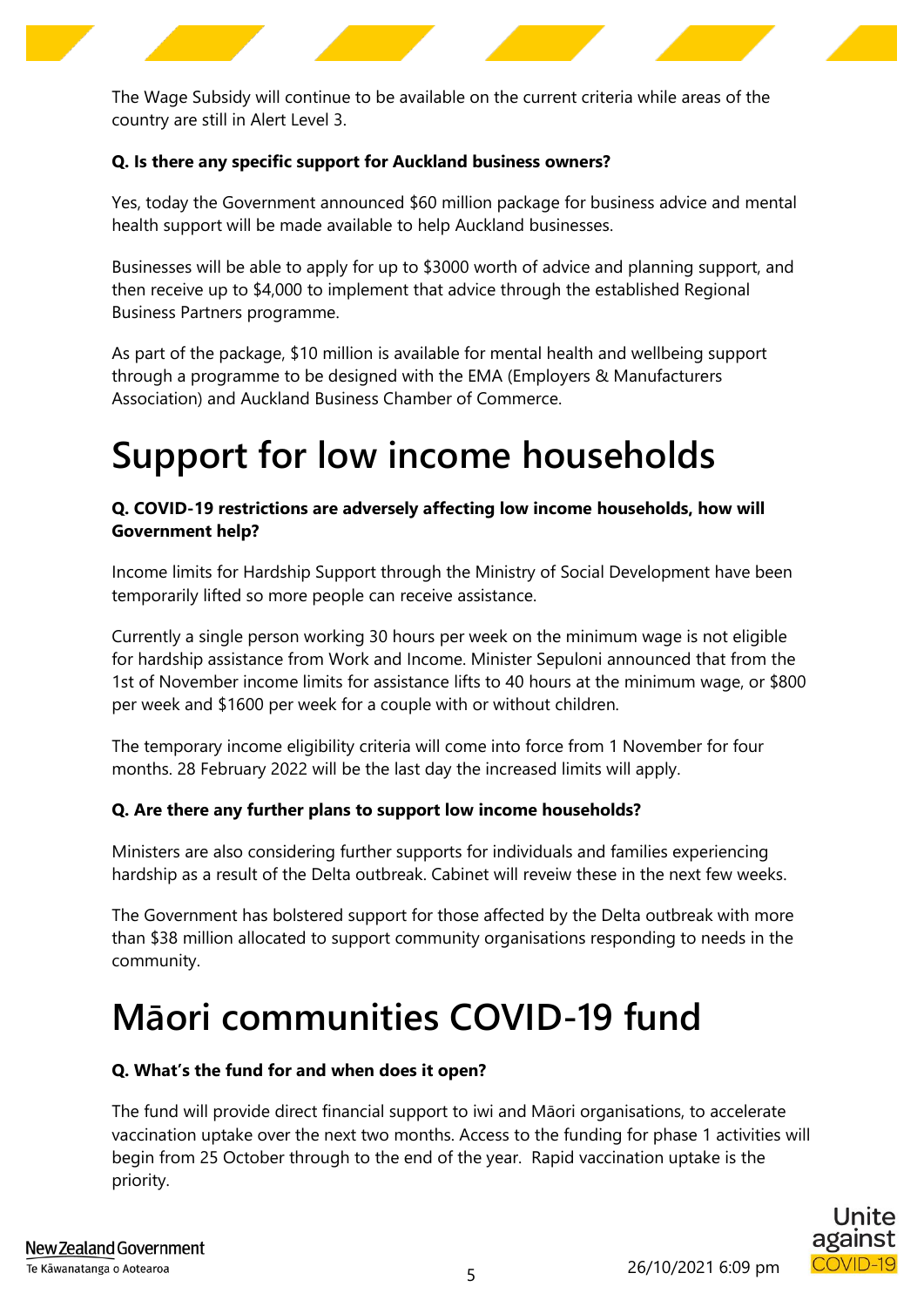The Wage Subsidy will continue to be available on the current criteria while areas of the country are still in Alert Level 3.

**Q. Is there any specific support for Auckland business owners?**

Yes, today the Government announced $60 million package for business advice and mental health support will be made available to help Auckland businesses.

Businesses will be able to apply for up to $3000 worth of advice and planning support, and then receive up to $4,000 to implement that advice through the established Regional Business Partners programme.

As part of the package, $10 million is available for mental health and wellbeing support through a programme to be designed with the EMA (Employers & Manufacturers Association) and Auckland Business Chamber of Commerce.

# Support for low income households

**Q. COVID-19 restrictions are adversely affecting low income households, how will Government help?**

Income limits for Hardship Support through the Ministry of Social Development have been temporarily lifted so more people can receive assistance.

Currently a single person working 30 hours per week on the minimum wage is not eligible for hardship assistance from Work and Income. Minister Sepuloni announced that from the 1st of November income limits for assistance lifts to 40 hours at the minimum wage, or $800 per week and $1600 per week for a couple with or without children.

The temporary income eligibility criteria will come into force from 1 November for four months. 28 February 2022 will be the last day the increased limits will apply.

**Q. Are there any further plans to support low income households?**

Ministers are also considering further supports for individuals and families experiencing hardship as a result of the Delta outbreak. Cabinet will reveiw these in the next few weeks.

The Government has bolstered support for those affected by the Delta outbreak with more than $38 million allocated to support community organisations responding to needs in the community.

# Māori communities COVID-19 fund

**Q. What's the fund for and when does it open?**

The fund will provide direct financial support to iwi and Māori organisations, to accelerate vaccination uptake over the next two months. Access to the funding for phase 1 activities will begin from 25 October through to the end of the year. Rapid vaccination uptake is the priority.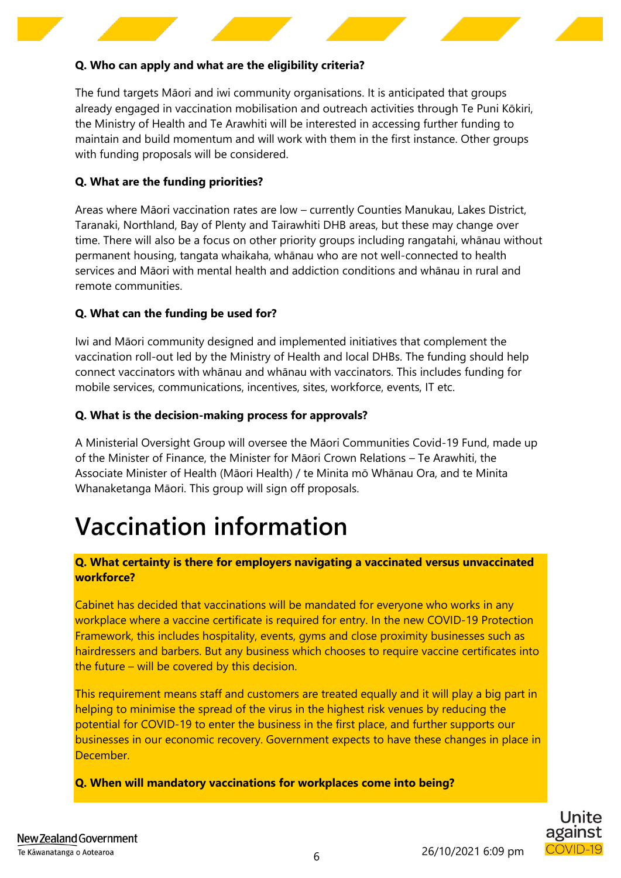**Q. Who can apply and what are the eligibility criteria?**

The fund targets Māori and iwi community organisations. It is anticipated that groups already engaged in vaccination mobilisation and outreach activities through Te Puni Kōkiri, the Ministry of Health and Te Arawhiti will be interested in accessing further funding to maintain and build momentum and will work with them in the first instance. Other groups with funding proposals will be considered.

**Q. What are the funding priorities?**

Areas where Māori vaccination rates are low – currently Counties Manukau, Lakes District, Taranaki, Northland, Bay of Plenty and Tairawhiti DHB areas, but these may change over time. There will also be a focus on other priority groups including rangatahi, whānau without permanent housing, tangata whaikaha, whānau who are not well-connected to health services and Māori with mental health and addiction conditions and whānau in rural and remote communities.

**Q. What can the funding be used for?**

Iwi and Māori community designed and implemented initiatives that complement the vaccination roll-out led by the Ministry of Health and local DHBs. The funding should help connect vaccinators with whānau and whānau with vaccinators. This includes funding for mobile services, communications, incentives, sites, workforce, events, IT etc.

**Q. What is the decision-making process for approvals?**

A Ministerial Oversight Group will oversee the Māori Communities Covid-19 Fund, made up of the Minister of Finance, the Minister for Māori Crown Relations – Te Arawhiti, the Associate Minister of Health (Māori Health) / te Minita mō Whānau Ora, and te Minita Whanaketanga Māori. This group will sign off proposals.

# Vaccination information

**Q. What certainty is there for employers navigating a vaccinated versus unvaccinated workforce?**

Cabinet has decided that vaccinations will be mandated for everyone who works in any workplace where a vaccine certificate is required for entry. In the new COVID-19 Protection Framework, this includes hospitality, events, gyms and close proximity businesses such as hairdressers and barbers. But any business which chooses to require vaccine certificates into the future – will be covered by this decision.

This requirement means staff and customers are treated equally and it will play a big part in helping to minimise the spread of the virus in the highest risk venues by reducing the potential for COVID-19 to enter the business in the first place, and further supports our businesses in our economic recovery. Government expects to have these changes in place in December.

**Q. When will mandatory vaccinations for workplaces come into being?**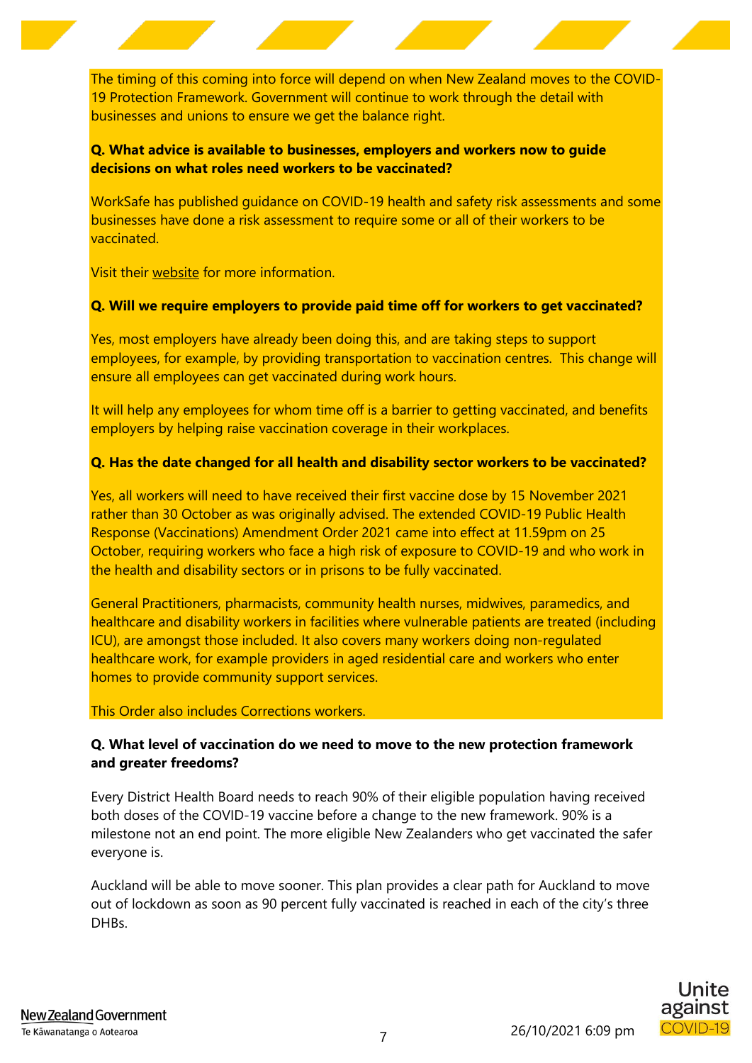The timing of this coming into force will depend on when New Zealand moves to the COVID-19 Protection Framework. Government will continue to work through the detail with businesses and unions to ensure we get the balance right.

**Q. What advice is available to businesses, employers and workers now to guide decisions on what roles need workers to be vaccinated?**

WorkSafe has published guidance on COVID-19 health and safety risk assessments and some businesses have done a risk assessment to require some or all of their workers to be vaccinated.

Visit their website for more information.

**Q. Will we require employers to provide paid time off for workers to get vaccinated?**

Yes, most employers have already been doing this, and are taking steps to support employees, for example, by providing transportation to vaccination centres. This change will ensure all employees can get vaccinated during work hours.

It will help any employees for whom time off is a barrier to getting vaccinated, and benefits employers by helping raise vaccination coverage in their workplaces.

**Q. Has the date changed for all health and disability sector workers to be vaccinated?**

Yes, all workers will need to have received their first vaccine dose by 15 November 2021 rather than 30 October as was originally advised. The extended COVID-19 Public Health Response (Vaccinations) Amendment Order 2021 came into effect at 11.59pm on 25 October, requiring workers who face a high risk of exposure to COVID-19 and who work in the health and disability sectors or in prisons to be fully vaccinated.

General Practitioners, pharmacists, community health nurses, midwives, paramedics, and healthcare and disability workers in facilities where vulnerable patients are treated (including ICU), are amongst those included. It also covers many workers doing non-regulated healthcare work, for example providers in aged residential care and workers who enter homes to provide community support services.

This Order also includes Corrections workers.

**Q. What level of vaccination do we need to move to the new protection framework and greater freedoms?**

Every District Health Board needs to reach 90% of their eligible population having received both doses of the COVID-19 vaccine before a change to the new framework. 90% is a milestone not an end point. The more eligible New Zealanders who get vaccinated the safer everyone is.

Auckland will be able to move sooner. This plan provides a clear path for Auckland to move out of lockdown as soon as 90 percent fully vaccinated is reached in each of the city's three DHBs.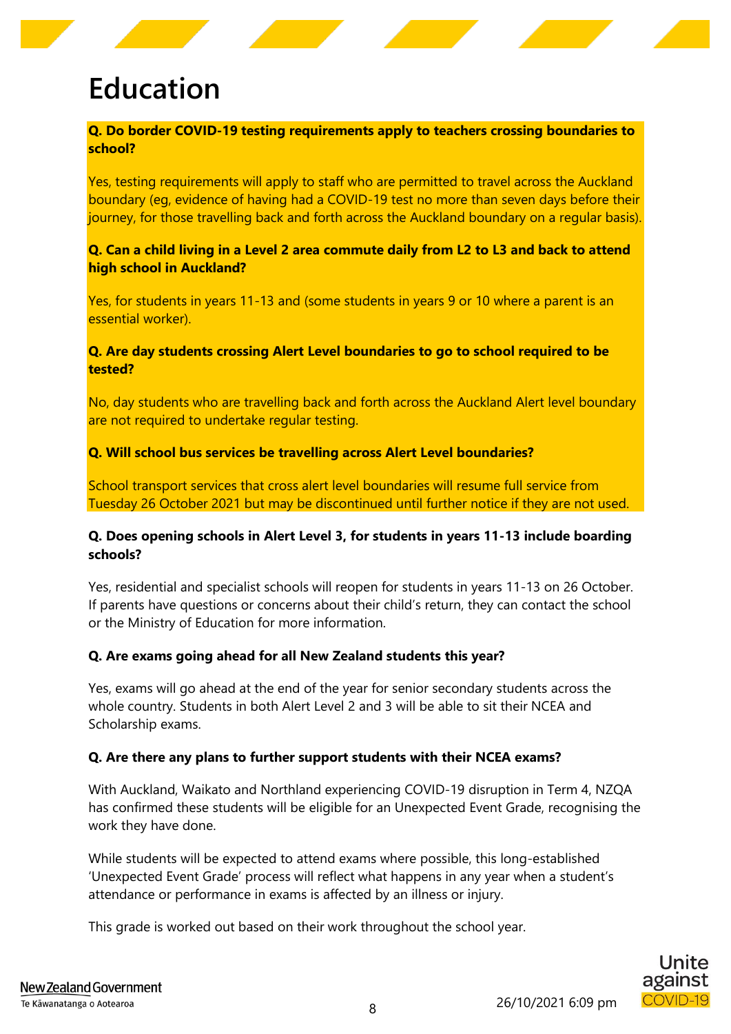# Education

**Q. Do border COVID-19 testing requirements apply to teachers crossing boundaries to school?**

Yes, testing requirements will apply to staff who are permitted to travel across the Auckland boundary (eg, evidence of having had a COVID-19 test no more than seven days before their journey, for those travelling back and forth across the Auckland boundary on a regular basis).

**Q. Can a child living in a Level 2 area commute daily from L2 to L3 and back to attend high school in Auckland?**

Yes, for students in years 11-13 and (some students in years 9 or 10 where a parent is an essential worker).

**Q. Are day students crossing Alert Level boundaries to go to school required to be tested?**

No, day students who are travelling back and forth across the Auckland Alert level boundary are not required to undertake regular testing.

**Q. Will school bus services be travelling across Alert Level boundaries?**

School transport services that cross alert level boundaries will resume full service from Tuesday 26 October 2021 but may be discontinued until further notice if they are not used.

**Q. Does opening schools in Alert Level 3, for students in years 11-13 include boarding schools?**

Yes, residential and specialist schools will reopen for students in years 11-13 on 26 October. If parents have questions or concerns about their child's return, they can contact the school or the Ministry of Education for more information.

**Q. Are exams going ahead for all New Zealand students this year?**

Yes, exams will go ahead at the end of the year for senior secondary students across the whole country. Students in both Alert Level 2 and 3 will be able to sit their NCEA and Scholarship exams.

**Q. Are there any plans to further support students with their NCEA exams?**

With Auckland, Waikato and Northland experiencing COVID-19 disruption in Term 4, NZQA has confirmed these students will be eligible for an Unexpected Event Grade, recognising the work they have done.

While students will be expected to attend exams where possible, this long-established 'Unexpected Event Grade' process will reflect what happens in any year when a student's attendance or performance in exams is affected by an illness or injury.

This grade is worked out based on their work throughout the school year.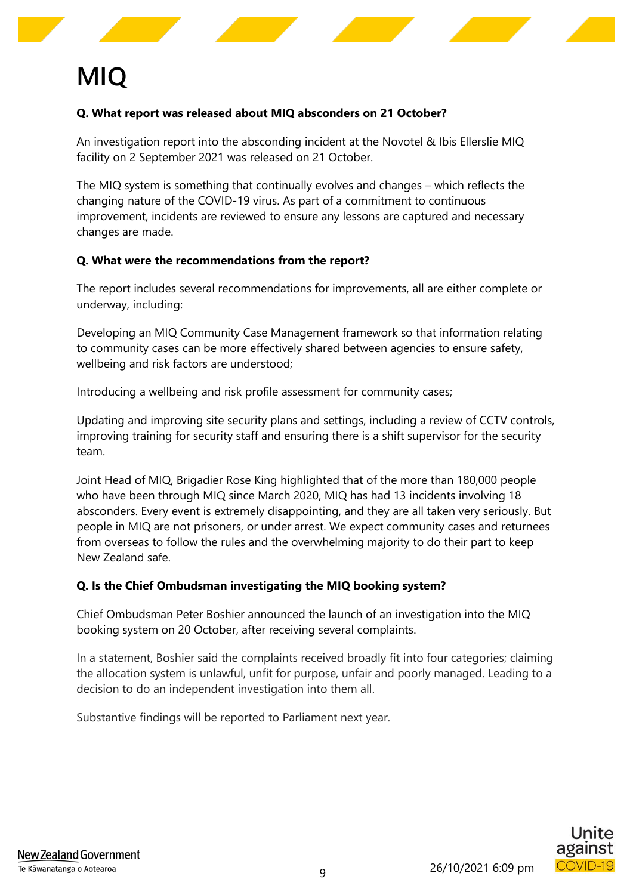# MIQ

**Q. What report was released about MIQ absconders on 21 October?**

An investigation report into the absconding incident at the Novotel & Ibis Ellerslie MIQ facility on 2 September 2021 was released on 21 October.

The MIQ system is something that continually evolves and changes – which reflects the changing nature of the COVID-19 virus. As part of a commitment to continuous improvement, incidents are reviewed to ensure any lessons are captured and necessary changes are made.

**Q. What were the recommendations from the report?**

The report includes several recommendations for improvements, all are either complete or underway, including:

Developing an MIQ Community Case Management framework so that information relating to community cases can be more effectively shared between agencies to ensure safety, wellbeing and risk factors are understood;

Introducing a wellbeing and risk profile assessment for community cases;

Updating and improving site security plans and settings, including a review of CCTV controls, improving training for security staff and ensuring there is a shift supervisor for the security team.

Joint Head of MIQ, Brigadier Rose King highlighted that of the more than 180,000 people who have been through MIQ since March 2020, MIQ has had 13 incidents involving 18 absconders. Every event is extremely disappointing, and they are all taken very seriously. But people in MIQ are not prisoners, or under arrest. We expect community cases and returnees from overseas to follow the rules and the overwhelming majority to do their part to keep New Zealand safe.

**Q. Is the Chief Ombudsman investigating the MIQ booking system?**

Chief Ombudsman Peter Boshier announced the launch of an investigation into the MIQ booking system on 20 October, after receiving several complaints.

In a statement, Boshier said the complaints received broadly fit into four categories; claiming the allocation system is unlawful, unfit for purpose, unfair and poorly managed. Leading to a decision to do an independent investigation into them all.

Substantive findings will be reported to Parliament next year.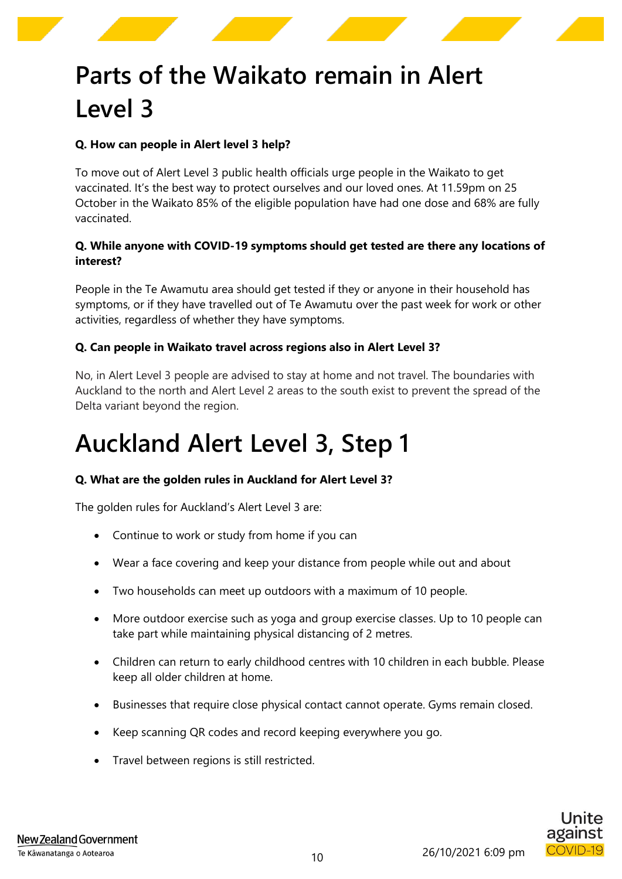# Parts of the Waikato remain in Alert Level 3

**Q. How can people in Alert level 3 help?**

To move out of Alert Level 3 public health officials urge people in the Waikato to get vaccinated. It's the best way to protect ourselves and our loved ones. At 11.59pm on 25 October in the Waikato 85% of the eligible population have had one dose and 68% are fully vaccinated.

**Q. While anyone with COVID-19 symptoms should get tested are there any locations of interest?**

People in the Te Awamutu area should get tested if they or anyone in their household has symptoms, or if they have travelled out of Te Awamutu over the past week for work or other activities, regardless of whether they have symptoms.

**Q. Can people in Waikato travel across regions also in Alert Level 3?**

No, in Alert Level 3 people are advised to stay at home and not travel. The boundaries with Auckland to the north and Alert Level 2 areas to the south exist to prevent the spread of the Delta variant beyond the region.

# Auckland Alert Level 3, Step 1

**Q. What are the golden rules in Auckland for Alert Level 3?**

The golden rules for Auckland's Alert Level 3 are:

- Continue to work or study from home if you can
- Wear a face covering and keep your distance from people while out and about
- Two households can meet up outdoors with a maximum of 10 people.
- More outdoor exercise such as yoga and group exercise classes. Up to 10 people can take part while maintaining physical distancing of 2 metres.
- Children can return to early childhood centres with 10 children in each bubble. Please keep all older children at home.
- Businesses that require close physical contact cannot operate. Gyms remain closed.
- Keep scanning QR codes and record keeping everywhere you go.
- Travel between regions is still restricted.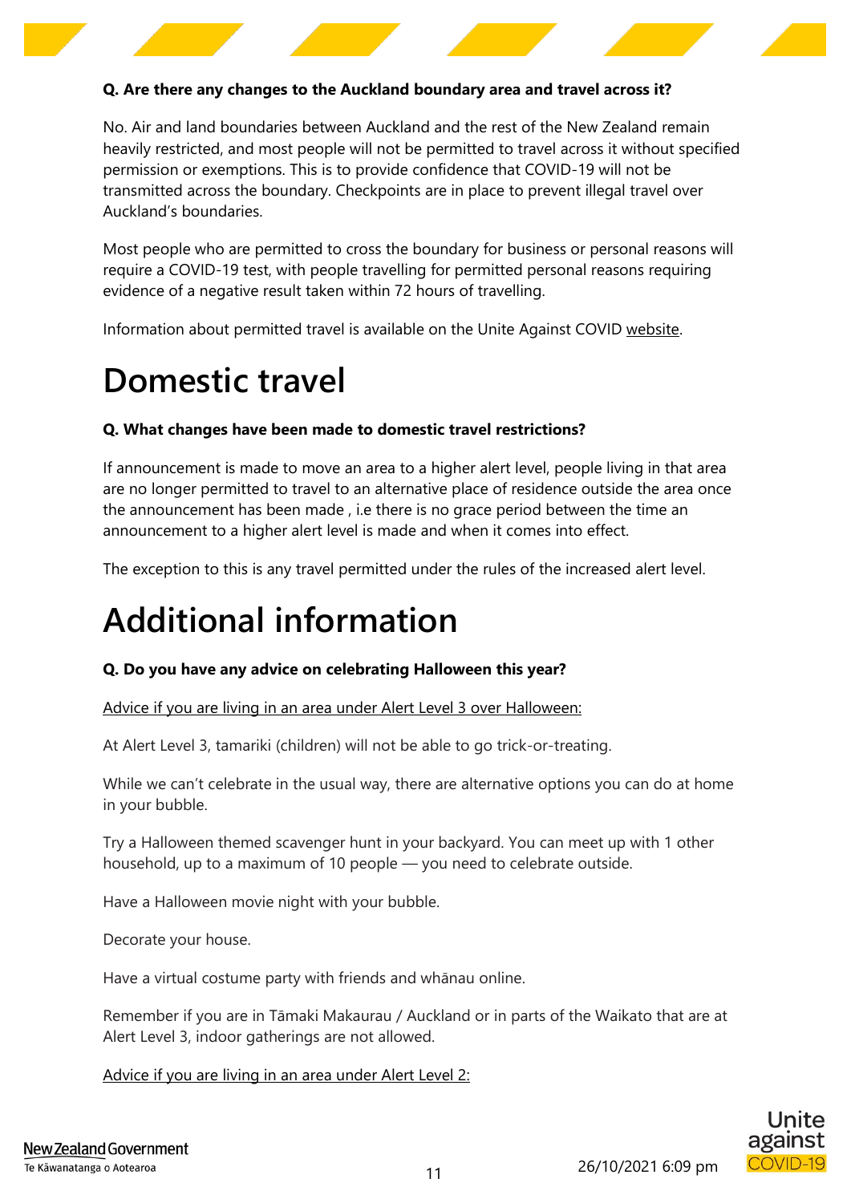**Q. Are there any changes to the Auckland boundary area and travel across it?**

No. Air and land boundaries between Auckland and the rest of the New Zealand remain heavily restricted, and most people will not be permitted to travel across it without specified permission or exemptions. This is to provide confidence that COVID-19 will not be transmitted across the boundary. Checkpoints are in place to prevent illegal travel over Auckland's boundaries.

Most people who are permitted to cross the boundary for business or personal reasons will require a COVID-19 test, with people travelling for permitted personal reasons requiring evidence of a negative result taken within 72 hours of travelling.

Information about permitted travel is available on the Unite Against COVID website.

# Domestic travel

**Q. What changes have been made to domestic travel restrictions?**

If announcement is made to move an area to a higher alert level, people living in that area are no longer permitted to travel to an alternative place of residence outside the area once the announcement has been made , i.e there is no grace period between the time an announcement to a higher alert level is made and when it comes into effect.

The exception to this is any travel permitted under the rules of the increased alert level.

# Additional information

**Q. Do you have any advice on celebrating Halloween this year?**

Advice if you are living in an area under Alert Level 3 over Halloween:

At Alert Level 3, tamariki (children) will not be able to go trick-or-treating.

While we can't celebrate in the usual way, there are alternative options you can do at home in your bubble.

Try a Halloween themed scavenger hunt in your backyard. You can meet up with 1 other household, up to a maximum of 10 people — you need to celebrate outside.

Have a Halloween movie night with your bubble.

Decorate your house.

Have a virtual costume party with friends and whānau online.

Remember if you are in Tāmaki Makaurau / Auckland or in parts of the Waikato that are at Alert Level 3, indoor gatherings are not allowed.

Advice if you are living in an area under Alert Level 2: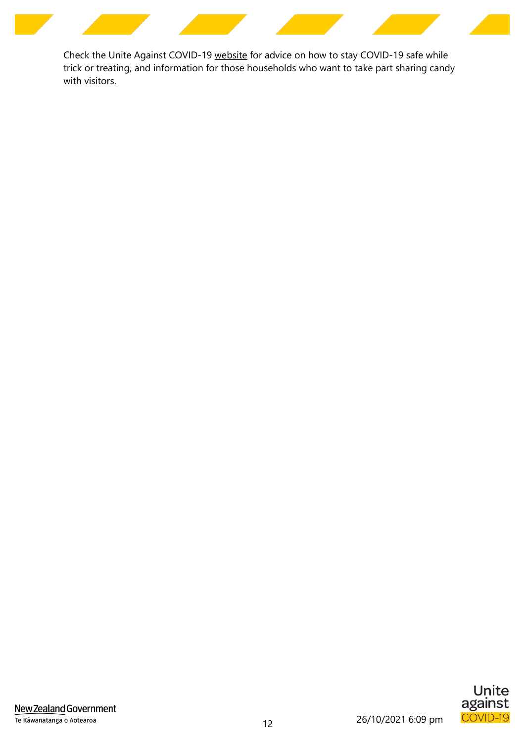Check the Unite Against COVID-19 website for advice on how to stay COVID-19 safe while trick or treating, and information for those households who want to take part sharing candy with visitors.